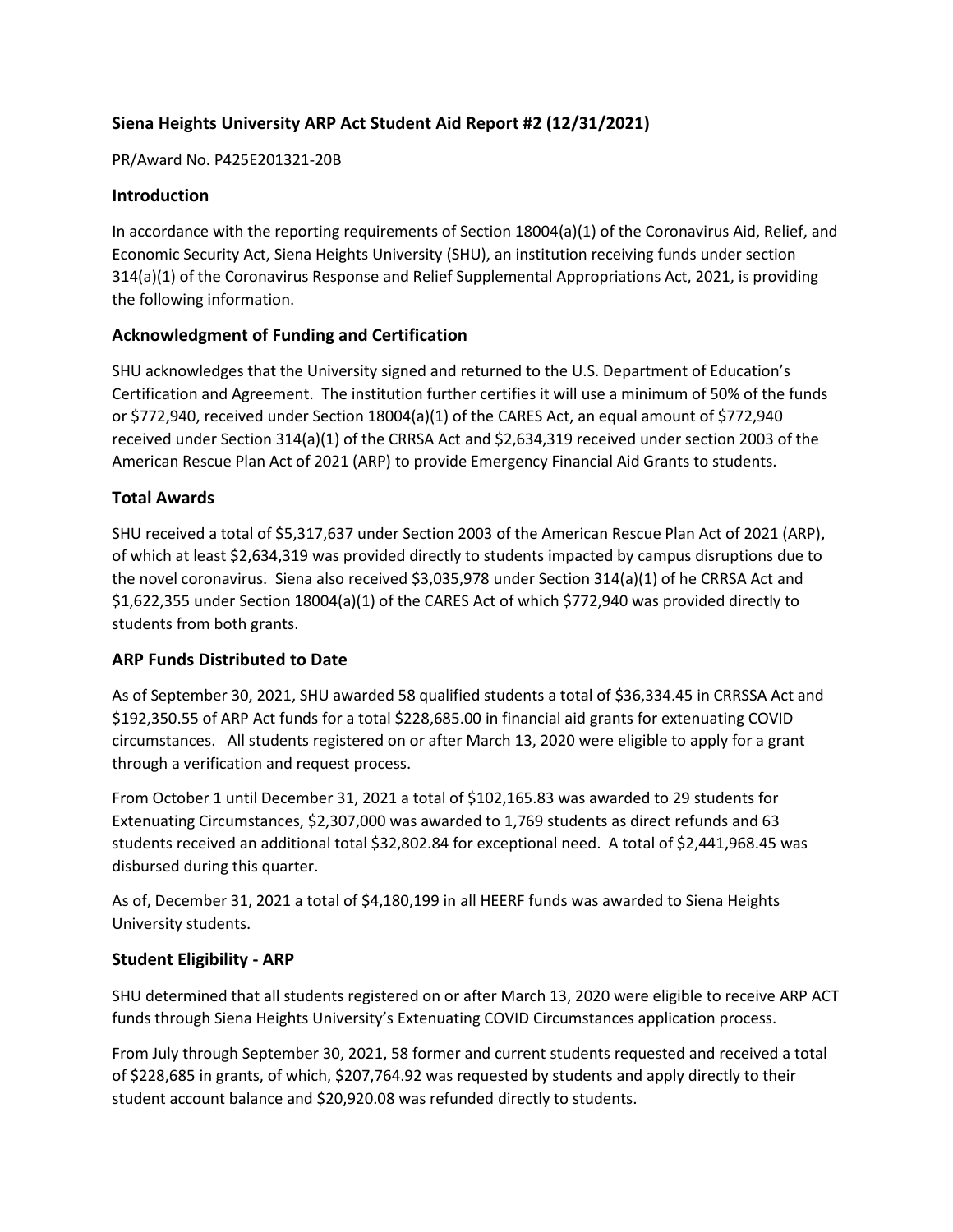### Siena Heights University ARP Act Student Aid Report #2 (12/31/2021)

PR/Award No. P425E201321-20B

## Introduction

In accordance with the reporting requirements of Section 18004(a)(1) of the Coronavirus Aid, Relief, and Economic Security Act, Siena Heights University (SHU), an institution receiving funds under section 314(a)(1) of the Coronavirus Response and Relief Supplemental Appropriations Act, 2021, is providing the following information.

## Acknowledgment of Funding and Certification

SHU acknowledges that the University signed and returned to the U.S. Department of Education's Certification and Agreement. The institution further certifies it will use a minimum of 50% of the funds or $772,940, received under Section 18004(a)(1) of the CARES Act, an equal amount of $772,940 received under Section 314(a)(1) of the CRRSA Act and $2,634,319 received under section 2003 of the American Rescue Plan Act of 2021 (ARP) to provide Emergency Financial Aid Grants to students.

## Total Awards

SHU received a total of $5,317,637 under Section 2003 of the American Rescue Plan Act of 2021 (ARP), of which at least $2,634,319 was provided directly to students impacted by campus disruptions due to the novel coronavirus. Siena also received $3,035,978 under Section 314(a)(1) of he CRRSA Act and $1,622,355 under Section 18004(a)(1) of the CARES Act of which $772,940 was provided directly to students from both grants.

## ARP Funds Distributed to Date

As of September 30, 2021, SHU awarded 58 qualified students a total of $36,334.45 in CRRSSA Act and $192,350.55 of ARP Act funds for a total $228,685.00 in financial aid grants for extenuating COVID circumstances. All students registered on or after March 13, 2020 were eligible to apply for a grant through a verification and request process.

From October 1 until December 31, 2021 a total of $102,165.83 was awarded to 29 students for Extenuating Circumstances, $2,307,000 was awarded to 1,769 students as direct refunds and 63 students received an additional total $32,802.84 for exceptional need. A total of $2,441,968.45 was disbursed during this quarter.

As of, December 31, 2021 a total of $4,180,199 in all HEERF funds was awarded to Siena Heights University students.

## Student Eligibility - ARP

SHU determined that all students registered on or after March 13, 2020 were eligible to receive ARP ACT funds through Siena Heights University's Extenuating COVID Circumstances application process.

From July through September 30, 2021, 58 former and current students requested and received a total of $228,685 in grants, of which, $207,764.92 was requested by students and apply directly to their student account balance and $20,920.08 was refunded directly to students.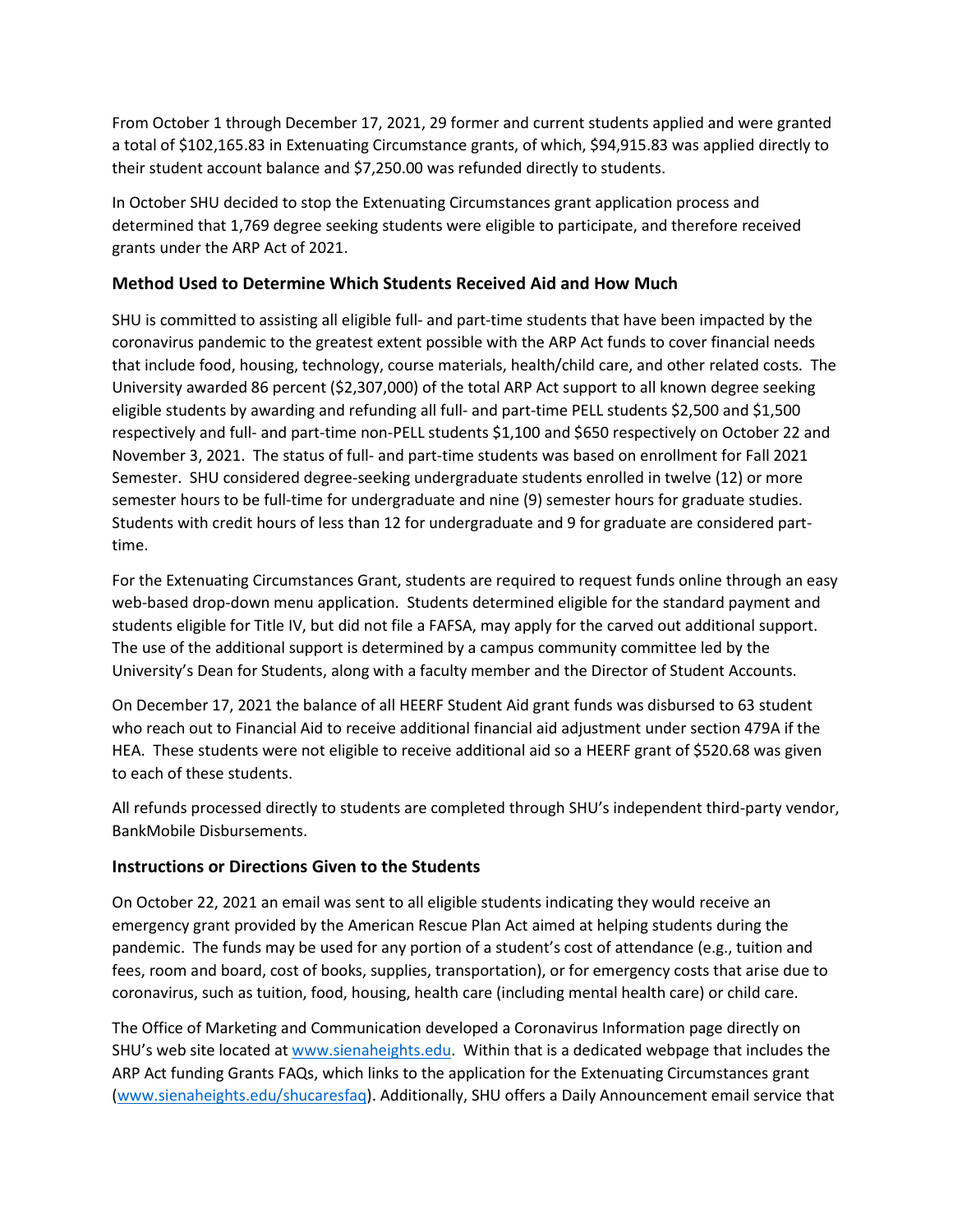From October 1 through December 17, 2021, 29 former and current students applied and were granted a total of $102,165.83 in Extenuating Circumstance grants, of which, $94,915.83 was applied directly to their student account balance and $7,250.00 was refunded directly to students.

In October SHU decided to stop the Extenuating Circumstances grant application process and determined that 1,769 degree seeking students were eligible to participate, and therefore received grants under the ARP Act of 2021.

### Method Used to Determine Which Students Received Aid and How Much

SHU is committed to assisting all eligible full- and part-time students that have been impacted by the coronavirus pandemic to the greatest extent possible with the ARP Act funds to cover financial needs that include food, housing, technology, course materials, health/child care, and other related costs. The University awarded 86 percent ($2,307,000) of the total ARP Act support to all known degree seeking eligible students by awarding and refunding all full- and part-time PELL students $2,500 and $1,500 respectively and full- and part-time non-PELL students $1,100 and $650 respectively on October 22 and November 3, 2021. The status of full- and part-time students was based on enrollment for Fall 2021 Semester. SHU considered degree-seeking undergraduate students enrolled in twelve (12) or more semester hours to be full-time for undergraduate and nine (9) semester hours for graduate studies. Students with credit hours of less than 12 for undergraduate and 9 for graduate are considered part-time.

For the Extenuating Circumstances Grant, students are required to request funds online through an easy web-based drop-down menu application. Students determined eligible for the standard payment and students eligible for Title IV, but did not file a FAFSA, may apply for the carved out additional support. The use of the additional support is determined by a campus community committee led by the University's Dean for Students, along with a faculty member and the Director of Student Accounts.

On December 17, 2021 the balance of all HEERF Student Aid grant funds was disbursed to 63 student who reach out to Financial Aid to receive additional financial aid adjustment under section 479A if the HEA. These students were not eligible to receive additional aid so a HEERF grant of $520.68 was given to each of these students.

All refunds processed directly to students are completed through SHU's independent third-party vendor, BankMobile Disbursements.

### Instructions or Directions Given to the Students

On October 22, 2021 an email was sent to all eligible students indicating they would receive an emergency grant provided by the American Rescue Plan Act aimed at helping students during the pandemic. The funds may be used for any portion of a student's cost of attendance (e.g., tuition and fees, room and board, cost of books, supplies, transportation), or for emergency costs that arise due to coronavirus, such as tuition, food, housing, health care (including mental health care) or child care.

The Office of Marketing and Communication developed a Coronavirus Information page directly on SHU's web site located at [www.sienaheights.edu](www.sienaheights.edu). Within that is a dedicated webpage that includes the ARP Act funding Grants FAQs, which links to the application for the Extenuating Circumstances grant ([www.sienaheights.edu/shucaresfaq](www.sienaheights.edu/shucaresfaq)). Additionally, SHU offers a Daily Announcement email service that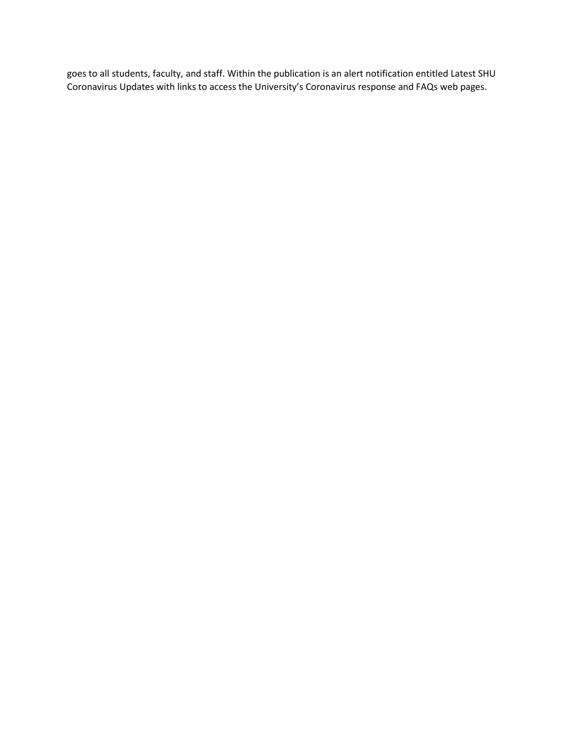goes to all students, faculty, and staff. Within the publication is an alert notification entitled Latest SHU Coronavirus Updates with links to access the University's Coronavirus response and FAQs web pages.